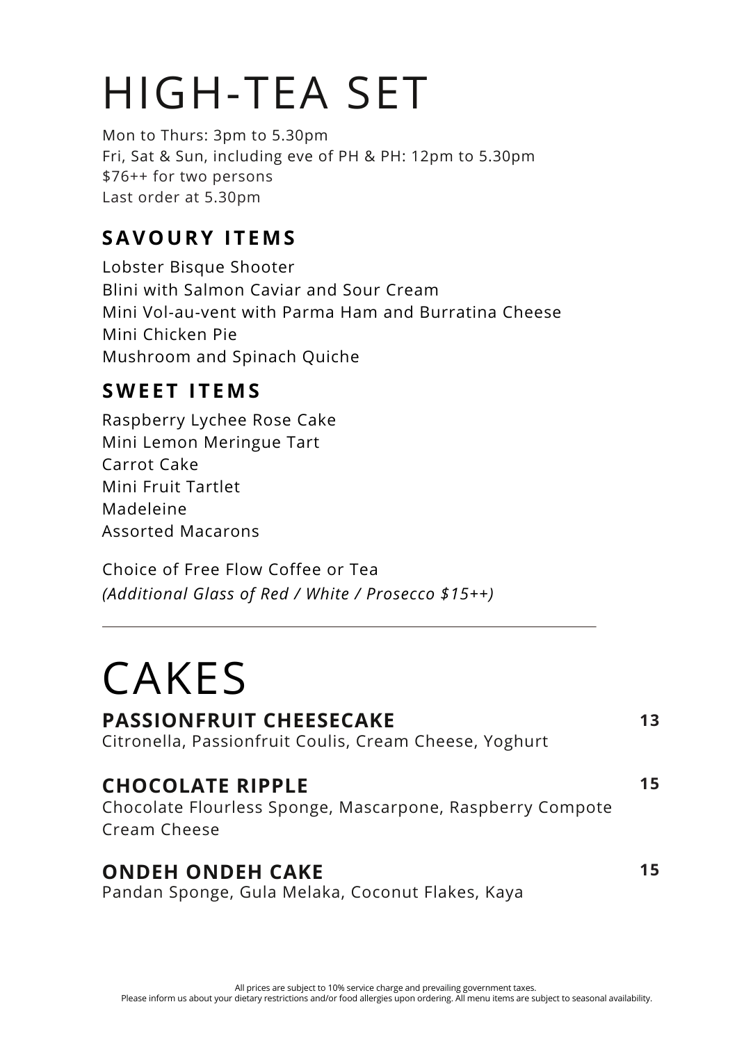# HIGH-TEA SET

Mon to Thurs: 3pm to 5.30pm
Fri, Sat & Sun, including eve of PH & PH: 12pm to 5.30pm
$76++ for two persons
Last order at 5.30pm

## SAVOURY ITEMS

Lobster Bisque Shooter
Blini with Salmon Caviar and Sour Cream
Mini Vol-au-vent with Parma Ham and Burratina Cheese
Mini Chicken Pie
Mushroom and Spinach Quiche

## SWEET ITEMS

Raspberry Lychee Rose Cake
Mini Lemon Meringue Tart
Carrot Cake
Mini Fruit Tartlet
Madeleine
Assorted Macarons

Choice of Free Flow Coffee or Tea
*(Additional Glass of Red / White / Prosecco $15++)*

---

# CAKES

**PASSIONFRUIT CHEESECAKE** **13**
Citronella, Passionfruit Coulis, Cream Cheese, Yoghurt

**CHOCOLATE RIPPLE** **15**
Chocolate Flourless Sponge, Mascarpone, Raspberry Compote
Cream Cheese

**ONDEH ONDEH CAKE** **15**
Pandan Sponge, Gula Melaka, Coconut Flakes, Kaya

All prices are subject to 10% service charge and prevailing government taxes.
Please inform us about your dietary restrictions and/or food allergies upon ordering. All menu items are subject to seasonal availability.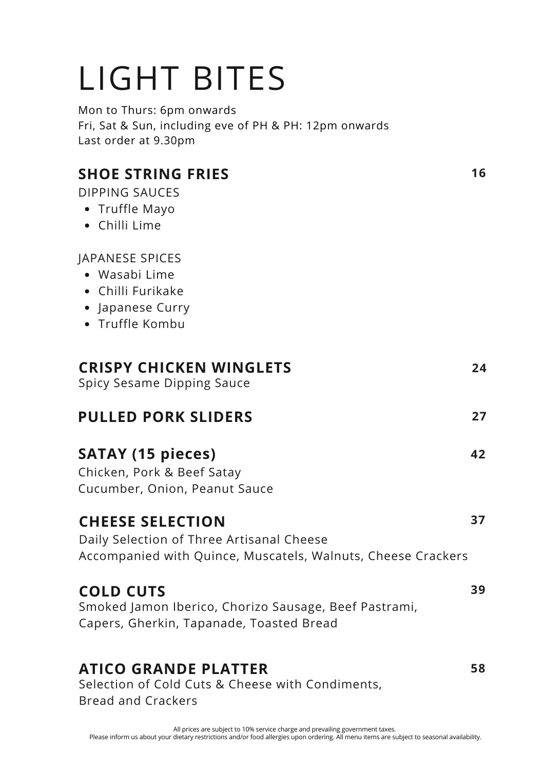# LIGHT BITES

Mon to Thurs: 6pm onwards
Fri, Sat & Sun, including eve of PH & PH: 12pm onwards
Last order at 9.30pm

## SHOE STRING FRIES — 16

DIPPING SAUCES

- Truffle Mayo
- Chilli Lime

JAPANESE SPICES

- Wasabi Lime
- Chilli Furikake
- Japanese Curry
- Truffle Kombu

## CRISPY CHICKEN WINGLETS — 24

Spicy Sesame Dipping Sauce

## PULLED PORK SLIDERS — 27

## SATAY (15 pieces) — 42

Chicken, Pork & Beef Satay
Cucumber, Onion, Peanut Sauce

## CHEESE SELECTION — 37

Daily Selection of Three Artisanal Cheese
Accompanied with Quince, Muscatels, Walnuts, Cheese Crackers

## COLD CUTS — 39

Smoked Jamon Iberico, Chorizo Sausage, Beef Pastrami,
Capers, Gherkin, Tapanade, Toasted Bread

## ATICO GRANDE PLATTER — 58

Selection of Cold Cuts & Cheese with Condiments,
Bread and Crackers

All prices are subject to 10% service charge and prevailing government taxes.
Please inform us about your dietary restrictions and/or food allergies upon ordering. All menu items are subject to seasonal availability.